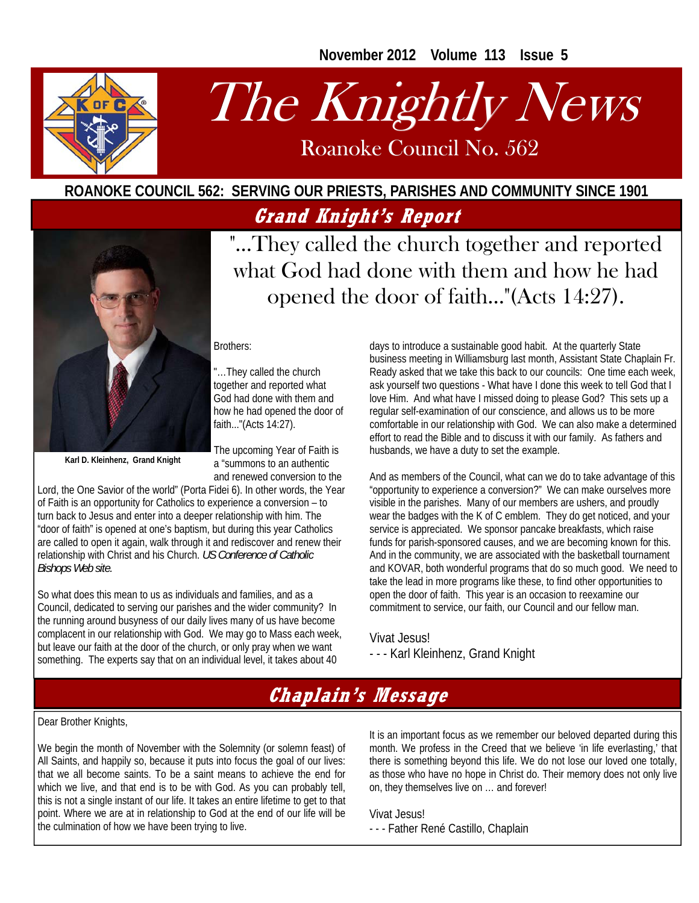November 2012 Volume 113 Issue 5

# The Knightly News

Roanoke Council No. 562

**ROANOKE COUNCIL 562: SERVING OUR PRIESTS, PARISHES AND COMMUNITY SINCE 1901**

## Grand Knight's Report

"...They called the church together and reported what God had done with them and how he had opened the door of faith..."(Acts 14:27).

**Karl D. Kleinhenz, Grand Knight**

Brothers:

"…They called the church together and reported what God had done with them and how he had opened the door of faith..."(Acts 14:27).

The upcoming Year of Faith is a "summons to an authentic and renewed conversion to the Lord, the One Savior of the world" (Porta Fidei 6). In other words, the Year of Faith is an opportunity for Catholics to experience a conversion – to turn back to Jesus and enter into a deeper relationship with him. The "door of faith" is opened at one's baptism, but during this year Catholics are called to open it again, walk through it and rediscover and renew their relationship with Christ and his Church. *US Conference of Catholic Bishops Web site.*

So what does this mean to us as individuals and families, and as a Council, dedicated to serving our parishes and the wider community? In the running around busyness of our daily lives many of us have become complacent in our relationship with God. We may go to Mass each week, but leave our faith at the door of the church, or only pray when we want something. The experts say that on an individual level, it takes about 40 days to introduce a sustainable good habit. At the quarterly State business meeting in Williamsburg last month, Assistant State Chaplain Fr. Ready asked that we take this back to our councils: One time each week, ask yourself two questions - What have I done this week to tell God that I love Him. And what have I missed doing to please God? This sets up a regular self-examination of our conscience, and allows us to be more comfortable in our relationship with God. We can also make a determined effort to read the Bible and to discuss it with our family. As fathers and husbands, we have a duty to set the example.

And as members of the Council, what can we do to take advantage of this "opportunity to experience a conversion?" We can make ourselves more visible in the parishes. Many of our members are ushers, and proudly wear the badges with the K of C emblem. They do get noticed, and your service is appreciated. We sponsor pancake breakfasts, which raise funds for parish-sponsored causes, and we are becoming known for this. And in the community, we are associated with the basketball tournament and KOVAR, both wonderful programs that do so much good. We need to take the lead in more programs like these, to find other opportunities to open the door of faith. This year is an occasion to reexamine our commitment to service, our faith, our Council and our fellow man.

Vivat Jesus!

- - - Karl Kleinhenz, Grand Knight

## Chaplain's Message

Dear Brother Knights,

We begin the month of November with the Solemnity (or solemn feast) of All Saints, and happily so, because it puts into focus the goal of our lives: that we all become saints. To be a saint means to achieve the end for which we live, and that end is to be with God. As you can probably tell, this is not a single instant of our life. It takes an entire lifetime to get to that point. Where we are at in relationship to God at the end of our life will be the culmination of how we have been trying to live.

It is an important focus as we remember our beloved departed during this month. We profess in the Creed that we believe 'in life everlasting,' that there is something beyond this life. We do not lose our loved one totally, as those who have no hope in Christ do. Their memory does not only live on, they themselves live on … and forever!

Vivat Jesus!

- - - Father René Castillo, Chaplain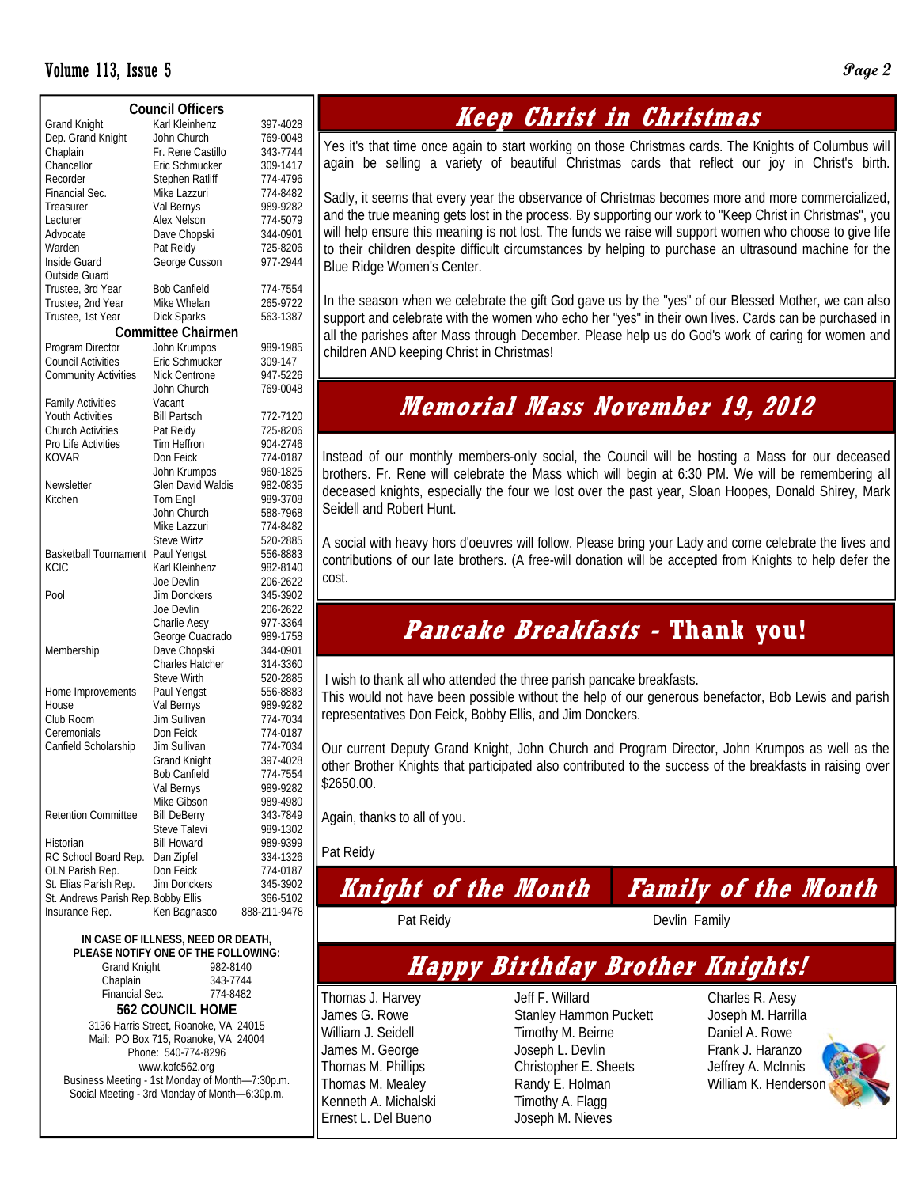## Council Officers

| | | |
|---|---|---|
| Grand Knight | Karl Kleinhenz | 397-4028 |
| Dep. Grand Knight | John Church | 769-0048 |
| Chaplain | Fr. Rene Castillo | 343-7744 |
| Chancellor | Eric Schmucker | 309-1417 |
| Recorder | Stephen Ratliff | 774-4796 |
| Financial Sec. | Mike Lazzuri | 774-8482 |
| Treasurer | Val Bernys | 989-9282 |
| Lecturer | Alex Nelson | 774-5079 |
| Advocate | Dave Chopski | 344-0901 |
| Warden | Pat Reidy | 725-8206 |
| Inside Guard | George Cusson | 977-2944 |
| Outside Guard | | |
| Trustee, 3rd Year | Bob Canfield | 774-7554 |
| Trustee, 2nd Year | Mike Whelan | 265-9722 |
| Trustee, 1st Year | Dick Sparks | 563-1387 |

## Committee Chairmen

| | | |
|---|---|---|
| Program Director | John Krumpos | 989-1985 |
| Council Activities | Eric Schmucker | 309-147 |
| Community Activities | Nick Centrone | 947-5226 |
| | John Church | 769-0048 |
| Family Activities | Vacant | |
| Youth Activities | Bill Partsch | 772-7120 |
| Church Activities | Pat Reidy | 725-8206 |
| Pro Life Activities | Tim Heffron | 904-2746 |
| KOVAR | Don Feick | 774-0187 |
| | John Krumpos | 960-1825 |
| Newsletter | Glen David Waldis | 982-0835 |
| Kitchen | Tom Engl | 989-3708 |
| | John Church | 588-7968 |
| | Mike Lazzuri | 774-8482 |
| | Steve Wirtz | 520-2885 |
| Basketball Tournament | Paul Yengst | 556-8883 |
| KCIC | Karl Kleinhenz | 982-8140 |
| | Joe Devlin | 206-2622 |
| Pool | Jim Donckers | 345-3902 |
| | Joe Devlin | 206-2622 |
| | Charlie Aesy | 977-3364 |
| | George Cuadrado | 989-1758 |
| Membership | Dave Chopski | 344-0901 |
| | Charles Hatcher | 314-3360 |
| | Steve Wirth | 520-2885 |
| Home Improvements | Paul Yengst | 556-8883 |
| House | Val Bernys | 989-9282 |
| Club Room | Jim Sullivan | 774-7034 |
| Ceremonials | Don Feick | 774-0187 |
| Canfield Scholarship | Jim Sullivan | 774-7034 |
| | Grand Knight | 397-4028 |
| | Bob Canfield | 774-7554 |
| | Val Bernys | 989-9282 |
| | Mike Gibson | 989-4980 |
| Retention Committee | Bill DeBerry | 343-7849 |
| | Steve Talevi | 989-1302 |
| Historian | Bill Howard | 989-9399 |
| RC School Board Rep. | Dan Zipfel | 334-1326 |
| OLN Parish Rep. | Don Feick | 774-0187 |
| St. Elias Parish Rep. | Jim Donckers | 345-3902 |
| St. Andrews Parish Rep. | Bobby Ellis | 366-5102 |
| Insurance Rep. | Ken Bagnasco | 888-211-9478 |

**IN CASE OF ILLNESS, NEED OR DEATH, PLEASE NOTIFY ONE OF THE FOLLOWING:**

| | |
|---|---|
| Grand Knight | 982-8140 |
| Chaplain | 343-7744 |
| Financial Sec. | 774-8482 |

**562 COUNCIL HOME**

3136 Harris Street, Roanoke, VA 24015
Mail: PO Box 715, Roanoke, VA 24004
Phone: 540-774-8296
www.kofc562.org
Business Meeting - 1st Monday of Month—7:30p.m.
Social Meeting - 3rd Monday of Month—6:30p.m.

# Keep Christ in Christmas

Yes it's that time once again to start working on those Christmas cards. The Knights of Columbus will again be selling a variety of beautiful Christmas cards that reflect our joy in Christ's birth.

Sadly, it seems that every year the observance of Christmas becomes more and more commercialized, and the true meaning gets lost in the process. By supporting our work to "Keep Christ in Christmas", you will help ensure this meaning is not lost. The funds we raise will support women who choose to give life to their children despite difficult circumstances by helping to purchase an ultrasound machine for the Blue Ridge Women's Center.

In the season when we celebrate the gift God gave us by the "yes" of our Blessed Mother, we can also support and celebrate with the women who echo her "yes" in their own lives. Cards can be purchased in all the parishes after Mass through December. Please help us do God's work of caring for women and children AND keeping Christ in Christmas!

# Memorial Mass November 19, 2012

Instead of our monthly members-only social, the Council will be hosting a Mass for our deceased brothers. Fr. Rene will celebrate the Mass which will begin at 6:30 PM. We will be remembering all deceased knights, especially the four we lost over the past year, Sloan Hoopes, Donald Shirey, Mark Seidell and Robert Hunt.

A social with heavy hors d'oeuvres will follow. Please bring your Lady and come celebrate the lives and contributions of our late brothers. (A free-will donation will be accepted from Knights to help defer the cost.

# Pancake Breakfasts - Thank you!

I wish to thank all who attended the three parish pancake breakfasts.
This would not have been possible without the help of our generous benefactor, Bob Lewis and parish representatives Don Feick, Bobby Ellis, and Jim Donckers.

Our current Deputy Grand Knight, John Church and Program Director, John Krumpos as well as the other Brother Knights that participated also contributed to the success of the breakfasts in raising over $2650.00.

Again, thanks to all of you.

Pat Reidy

# Knight of the Month

Pat Reidy

# Family of the Month

Devlin Family

# Happy Birthday Brother Knights!

Thomas J. Harvey
James G. Rowe
William J. Seidell
James M. George
Thomas M. Phillips
Thomas M. Mealey
Kenneth A. Michalski
Ernest L. Del Bueno
Jeff F. Willard
Stanley Hammon Puckett
Timothy M. Beirne
Joseph L. Devlin
Christopher E. Sheets
Randy E. Holman
Timothy A. Flagg
Joseph M. Nieves
Charles R. Aesy
Joseph M. Harrilla
Daniel A. Rowe
Frank J. Haranzo
Jeffrey A. McInnis
William K. Henderson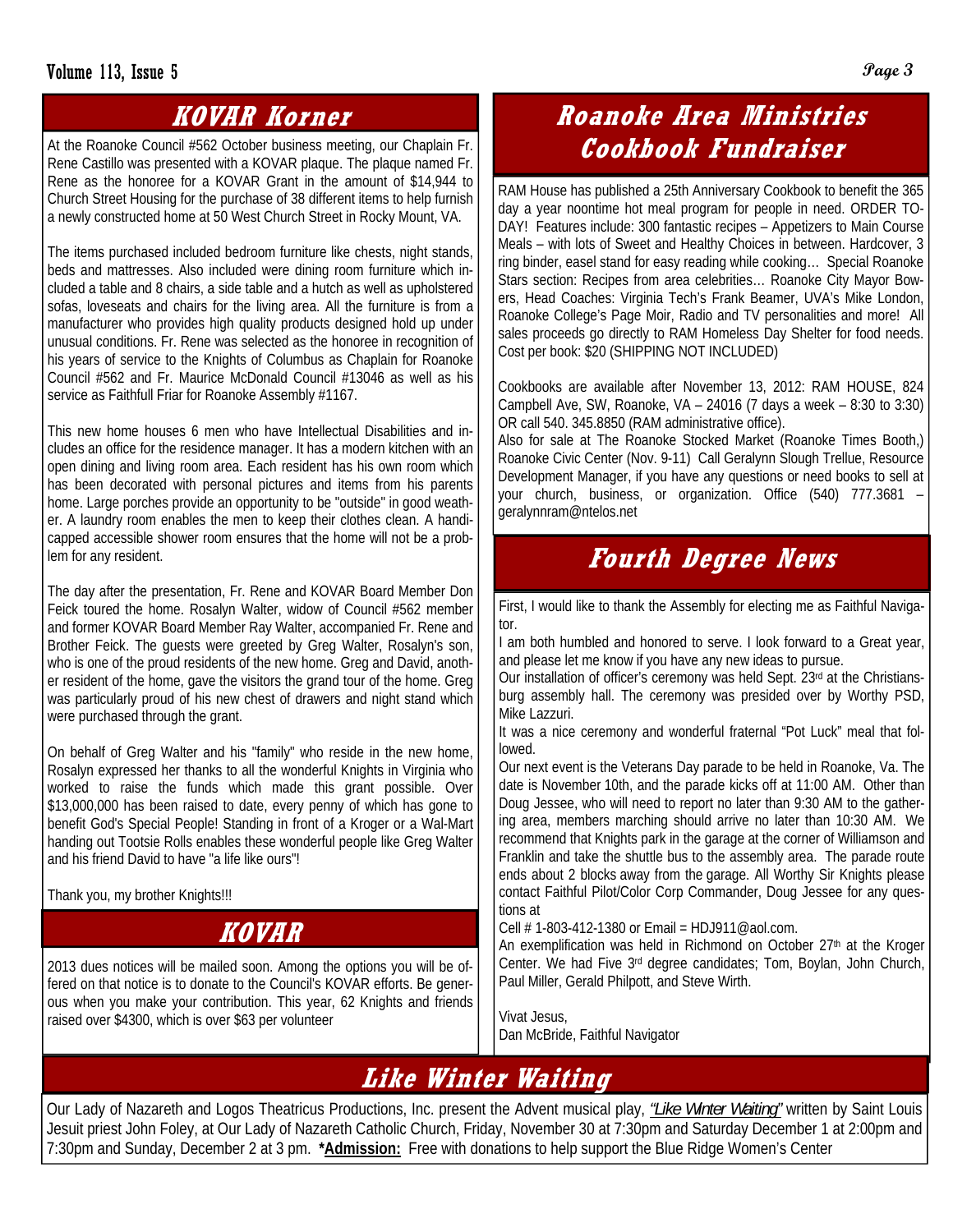## KOVAR Korner

At the Roanoke Council #562 October business meeting, our Chaplain Fr. Rene Castillo was presented with a KOVAR plaque. The plaque named Fr. Rene as the honoree for a KOVAR Grant in the amount of $14,944 to Church Street Housing for the purchase of 38 different items to help furnish a newly constructed home at 50 West Church Street in Rocky Mount, VA.

The items purchased included bedroom furniture like chests, night stands, beds and mattresses. Also included were dining room furniture which included a table and 8 chairs, a side table and a hutch as well as upholstered sofas, loveseats and chairs for the living area. All the furniture is from a manufacturer who provides high quality products designed hold up under unusual conditions. Fr. Rene was selected as the honoree in recognition of his years of service to the Knights of Columbus as Chaplain for Roanoke Council #562 and Fr. Maurice McDonald Council #13046 as well as his service as Faithfull Friar for Roanoke Assembly #1167.

This new home houses 6 men who have Intellectual Disabilities and includes an office for the residence manager. It has a modern kitchen with an open dining and living room area. Each resident has his own room which has been decorated with personal pictures and items from his parents home. Large porches provide an opportunity to be "outside" in good weather. A laundry room enables the men to keep their clothes clean. A handicapped accessible shower room ensures that the home will not be a problem for any resident.

The day after the presentation, Fr. Rene and KOVAR Board Member Don Feick toured the home. Rosalyn Walter, widow of Council #562 member and former KOVAR Board Member Ray Walter, accompanied Fr. Rene and Brother Feick. The guests were greeted by Greg Walter, Rosalyn's son, who is one of the proud residents of the new home. Greg and David, another resident of the home, gave the visitors the grand tour of the home. Greg was particularly proud of his new chest of drawers and night stand which were purchased through the grant.

On behalf of Greg Walter and his "family" who reside in the new home, Rosalyn expressed her thanks to all the wonderful Knights in Virginia who worked to raise the funds which made this grant possible. Over $13,000,000 has been raised to date, every penny of which has gone to benefit God's Special People! Standing in front of a Kroger or a Wal-Mart handing out Tootsie Rolls enables these wonderful people like Greg Walter and his friend David to have "a life like ours"!

Thank you, my brother Knights!!!

## KOVAR

2013 dues notices will be mailed soon. Among the options you will be offered on that notice is to donate to the Council's KOVAR efforts. Be generous when you make your contribution. This year, 62 Knights and friends raised over $4300, which is over $63 per volunteer

## Roanoke Area Ministries Cookbook Fundraiser

RAM House has published a 25th Anniversary Cookbook to benefit the 365 day a year noontime hot meal program for people in need. ORDER TODAY! Features include: 300 fantastic recipes – Appetizers to Main Course Meals – with lots of Sweet and Healthy Choices in between. Hardcover, 3 ring binder, easel stand for easy reading while cooking… Special Roanoke Stars section: Recipes from area celebrities… Roanoke City Mayor Bowers, Head Coaches: Virginia Tech's Frank Beamer, UVA's Mike London, Roanoke College's Page Moir, Radio and TV personalities and more! All sales proceeds go directly to RAM Homeless Day Shelter for food needs. Cost per book: $20 (SHIPPING NOT INCLUDED)

Cookbooks are available after November 13, 2012: RAM HOUSE, 824 Campbell Ave, SW, Roanoke, VA – 24016 (7 days a week – 8:30 to 3:30) OR call 540. 345.8850 (RAM administrative office).
Also for sale at The Roanoke Stocked Market (Roanoke Times Booth,) Roanoke Civic Center (Nov. 9-11) Call Geralynn Slough Trellue, Resource Development Manager, if you have any questions or need books to sell at your church, business, or organization. Office (540) 777.3681 – geralynnram@ntelos.net

## Fourth Degree News

First, I would like to thank the Assembly for electing me as Faithful Navigator.
I am both humbled and honored to serve. I look forward to a Great year, and please let me know if you have any new ideas to pursue.
Our installation of officer's ceremony was held Sept. 23rd at the Christiansburg assembly hall. The ceremony was presided over by Worthy PSD, Mike Lazzuri.
It was a nice ceremony and wonderful fraternal "Pot Luck" meal that followed.
Our next event is the Veterans Day parade to be held in Roanoke, Va. The date is November 10th, and the parade kicks off at 11:00 AM. Other than Doug Jessee, who will need to report no later than 9:30 AM to the gathering area, members marching should arrive no later than 10:30 AM. We recommend that Knights park in the garage at the corner of Williamson and Franklin and take the shuttle bus to the assembly area. The parade route ends about 2 blocks away from the garage. All Worthy Sir Knights please contact Faithful Pilot/Color Corp Commander, Doug Jessee for any questions at
Cell # 1-803-412-1380 or Email = HDJ911@aol.com.
An exemplification was held in Richmond on October 27th at the Kroger Center. We had Five 3rd degree candidates; Tom, Boylan, John Church, Paul Miller, Gerald Philpott, and Steve Wirth.

Vivat Jesus,
Dan McBride, Faithful Navigator

## Like Winter Waiting

Our Lady of Nazareth and Logos Theatricus Productions, Inc. present the Advent musical play, *"Like Winter Waiting"* written by Saint Louis Jesuit priest John Foley, at Our Lady of Nazareth Catholic Church, Friday, November 30 at 7:30pm and Saturday December 1 at 2:00pm and 7:30pm and Sunday, December 2 at 3 pm. ***Admission:** Free with donations to help support the Blue Ridge Women's Center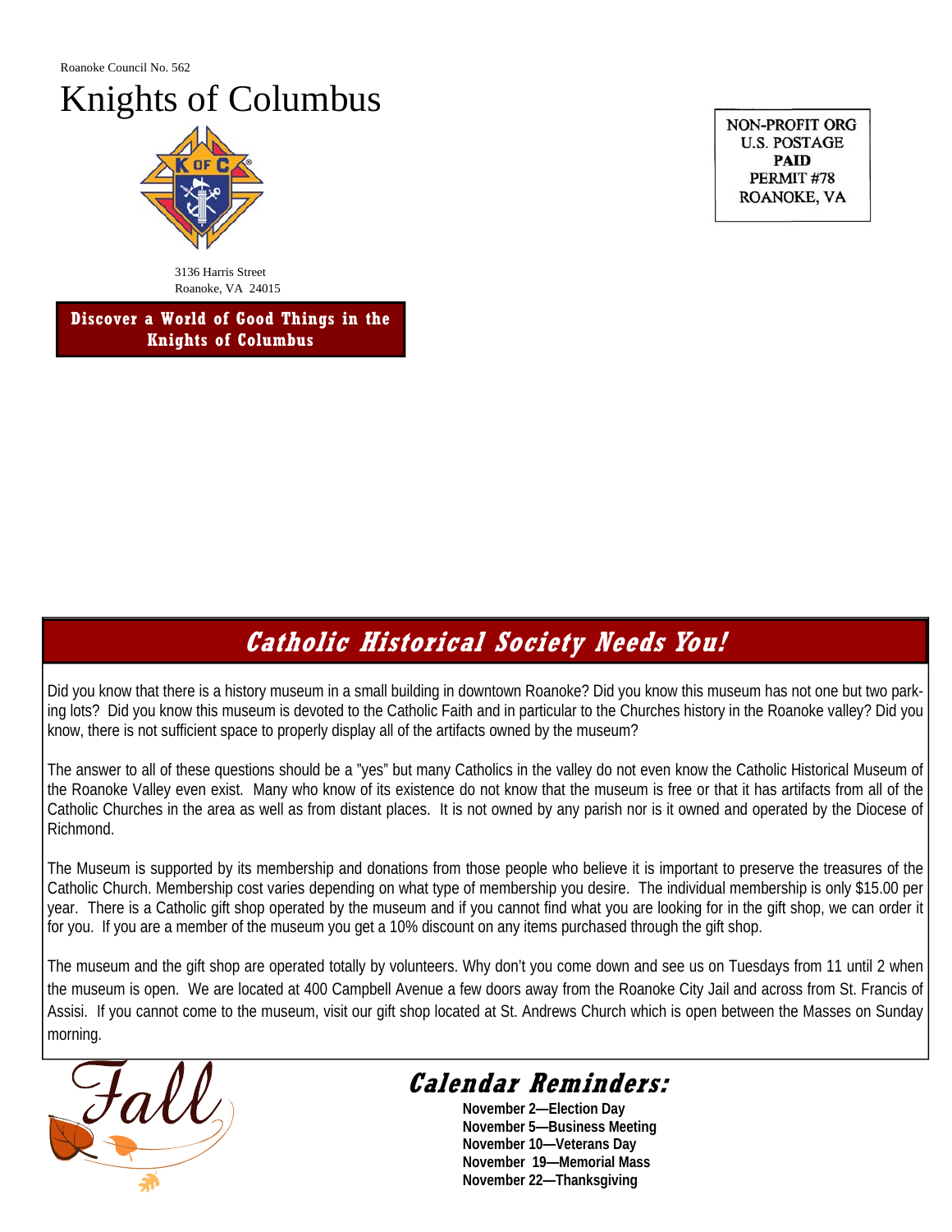Roanoke Council No. 562

# Knights of Columbus

3136 Harris Street
Roanoke, VA 24015

**Discover a World of Good Things in the Knights of Columbus**

NON-PROFIT ORG
U.S. POSTAGE
**PAID**
PERMIT #78
ROANOKE, VA

## Catholic Historical Society Needs You!

Did you know that there is a history museum in a small building in downtown Roanoke? Did you know this museum has not one but two parking lots? Did you know this museum is devoted to the Catholic Faith and in particular to the Churches history in the Roanoke valley? Did you know, there is not sufficient space to properly display all of the artifacts owned by the museum?

The answer to all of these questions should be a "yes" but many Catholics in the valley do not even know the Catholic Historical Museum of the Roanoke Valley even exist. Many who know of its existence do not know that the museum is free or that it has artifacts from all of the Catholic Churches in the area as well as from distant places. It is not owned by any parish nor is it owned and operated by the Diocese of Richmond.

The Museum is supported by its membership and donations from those people who believe it is important to preserve the treasures of the Catholic Church. Membership cost varies depending on what type of membership you desire. The individual membership is only $15.00 per year. There is a Catholic gift shop operated by the museum and if you cannot find what you are looking for in the gift shop, we can order it for you. If you are a member of the museum you get a 10% discount on any items purchased through the gift shop.

The museum and the gift shop are operated totally by volunteers. Why don't you come down and see us on Tuesdays from 11 until 2 when the museum is open. We are located at 400 Campbell Avenue a few doors away from the Roanoke City Jail and across from St. Francis of Assisi. If you cannot come to the museum, visit our gift shop located at St. Andrews Church which is open between the Masses on Sunday morning.

Fall

## Calendar Reminders:

**November 2—Election Day**
**November 5—Business Meeting**
**November 10—Veterans Day**
**November 19—Memorial Mass**
**November 22—Thanksgiving**